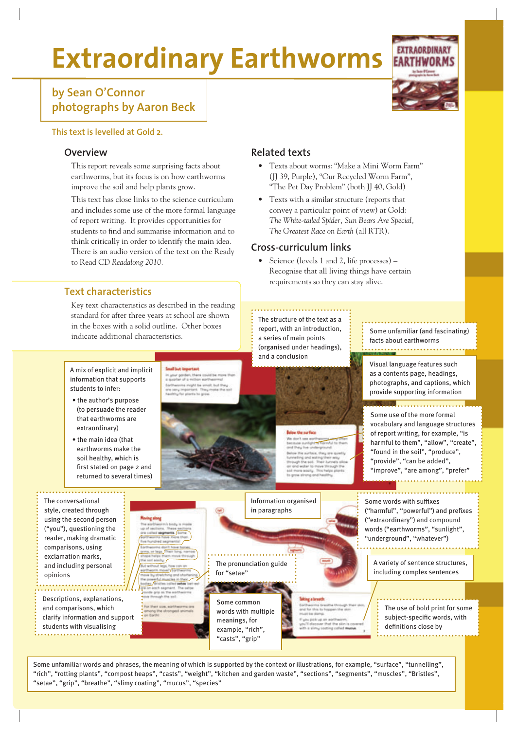# Extraordinary Earthworms

by Sean O'Connor
photographs by Aaron Beck

This text is levelled at Gold 2.

## Overview

This report reveals some surprising facts about earthworms, but its focus is on how earthworms improve the soil and help plants grow.

This text has close links to the science curriculum and includes some use of the more formal language of report writing. It provides opportunities for students to find and summarise information and to think critically in order to identify the main idea. There is an audio version of the text on the Ready to Read CD *Readalong 2010*.

## Related texts

- Texts about worms: "Make a Mini Worm Farm" (JJ 39, Purple), "Our Recycled Worm Farm", "The Pet Day Problem" (both JJ 40, Gold)
- Texts with a similar structure (reports that convey a particular point of view) at Gold: *The White-tailed Spider*, *Sun Bears Are Special*, *The Greatest Race on Earth* (all RTR).

## Cross-curriculum links

- Science (levels 1 and 2, life processes) – Recognise that all living things have certain requirements so they can stay alive.

## Text characteristics

Key text characteristics as described in the reading standard for after three years at school are shown in the boxes with a solid outline. Other boxes indicate additional characteristics.

The structure of the text as a report, with an introduction, a series of main points (organised under headings), and a conclusion

Some unfamiliar (and fascinating) facts about earthworms

Visual language features such as a contents page, headings, photographs, and captions, which provide supporting information

A mix of explicit and implicit information that supports students to infer:

- the author's purpose (to persuade the reader that earthworms are extraordinary)
- the main idea (that earthworms make the soil healthy, which is first stated on page 2 and returned to several times)

Some use of the more formal vocabulary and language structures of report writing, for example, "is harmful to them", "allow", "create", "found in the soil", "produce", "provide", "can be added", "improve", "are among", "prefer"

The conversational style, created through using the second person ("you"), questioning the reader, making dramatic comparisons, using exclamation marks, and including personal opinions

Information organised in paragraphs

Some words with suffixes ("harmful", "powerful") and prefixes ("extraordinary") and compound words ("earthworms", "sunlight", "underground", "whatever")

Descriptions, explanations, and comparisons, which clarify information and support students with visualising

The pronunciation guide for "setae"

A variety of sentence structures, including complex sentences

Some common words with multiple meanings, for example, "rich", "casts", "grip"

The use of bold print for some subject-specific words, with definitions close by

Some unfamiliar words and phrases, the meaning of which is supported by the context or illustrations, for example, "surface", "tunnelling", "rich", "rotting plants", "compost heaps", "casts", "weight", "kitchen and garden waste", "sections", "segments", "muscles", "Bristles", "setae", "grip", "breathe", "slimy coating", "mucus", "species"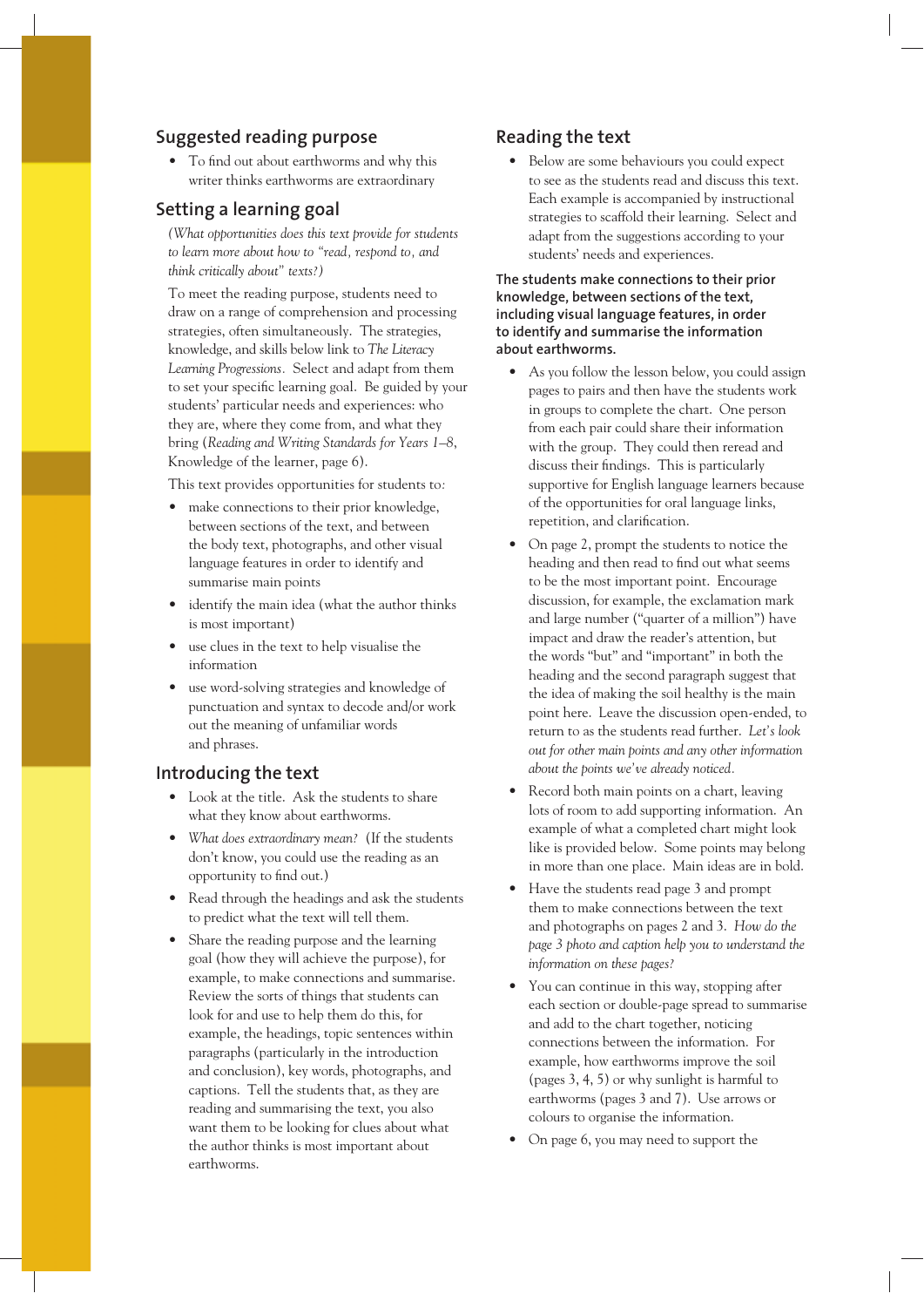## Suggested reading purpose

- To find out about earthworms and why this writer thinks earthworms are extraordinary

## Setting a learning goal

*(What opportunities does this text provide for students to learn more about how to "read, respond to, and think critically about" texts?)*

To meet the reading purpose, students need to draw on a range of comprehension and processing strategies, often simultaneously. The strategies, knowledge, and skills below link to *The Literacy Learning Progressions*. Select and adapt from them to set your specific learning goal. Be guided by your students' particular needs and experiences: who they are, where they come from, and what they bring (*Reading and Writing Standards for Years 1–8*, Knowledge of the learner, page 6).

This text provides opportunities for students to:

- make connections to their prior knowledge, between sections of the text, and between the body text, photographs, and other visual language features in order to identify and summarise main points
- identify the main idea (what the author thinks is most important)
- use clues in the text to help visualise the information
- use word-solving strategies and knowledge of punctuation and syntax to decode and/or work out the meaning of unfamiliar words and phrases.

## Introducing the text

- Look at the title. Ask the students to share what they know about earthworms.
- *What does extraordinary mean?* (If the students don't know, you could use the reading as an opportunity to find out.)
- Read through the headings and ask the students to predict what the text will tell them.
- Share the reading purpose and the learning goal (how they will achieve the purpose), for example, to make connections and summarise. Review the sorts of things that students can look for and use to help them do this, for example, the headings, topic sentences within paragraphs (particularly in the introduction and conclusion), key words, photographs, and captions. Tell the students that, as they are reading and summarising the text, you also want them to be looking for clues about what the author thinks is most important about earthworms.

## Reading the text

- Below are some behaviours you could expect to see as the students read and discuss this text. Each example is accompanied by instructional strategies to scaffold their learning. Select and adapt from the suggestions according to your students' needs and experiences.

**The students make connections to their prior knowledge, between sections of the text, including visual language features, in order to identify and summarise the information about earthworms.**

- As you follow the lesson below, you could assign pages to pairs and then have the students work in groups to complete the chart. One person from each pair could share their information with the group. They could then reread and discuss their findings. This is particularly supportive for English language learners because of the opportunities for oral language links, repetition, and clarification.
- On page 2, prompt the students to notice the heading and then read to find out what seems to be the most important point. Encourage discussion, for example, the exclamation mark and large number ("quarter of a million") have impact and draw the reader's attention, but the words "but" and "important" in both the heading and the second paragraph suggest that the idea of making the soil healthy is the main point here. Leave the discussion open-ended, to return to as the students read further. *Let's look out for other main points and any other information about the points we've already noticed.*
- Record both main points on a chart, leaving lots of room to add supporting information. An example of what a completed chart might look like is provided below. Some points may belong in more than one place. Main ideas are in bold.
- Have the students read page 3 and prompt them to make connections between the text and photographs on pages 2 and 3. *How do the page 3 photo and caption help you to understand the information on these pages?*
- You can continue in this way, stopping after each section or double-page spread to summarise and add to the chart together, noticing connections between the information. For example, how earthworms improve the soil (pages 3, 4, 5) or why sunlight is harmful to earthworms (pages 3 and 7). Use arrows or colours to organise the information.
- On page 6, you may need to support the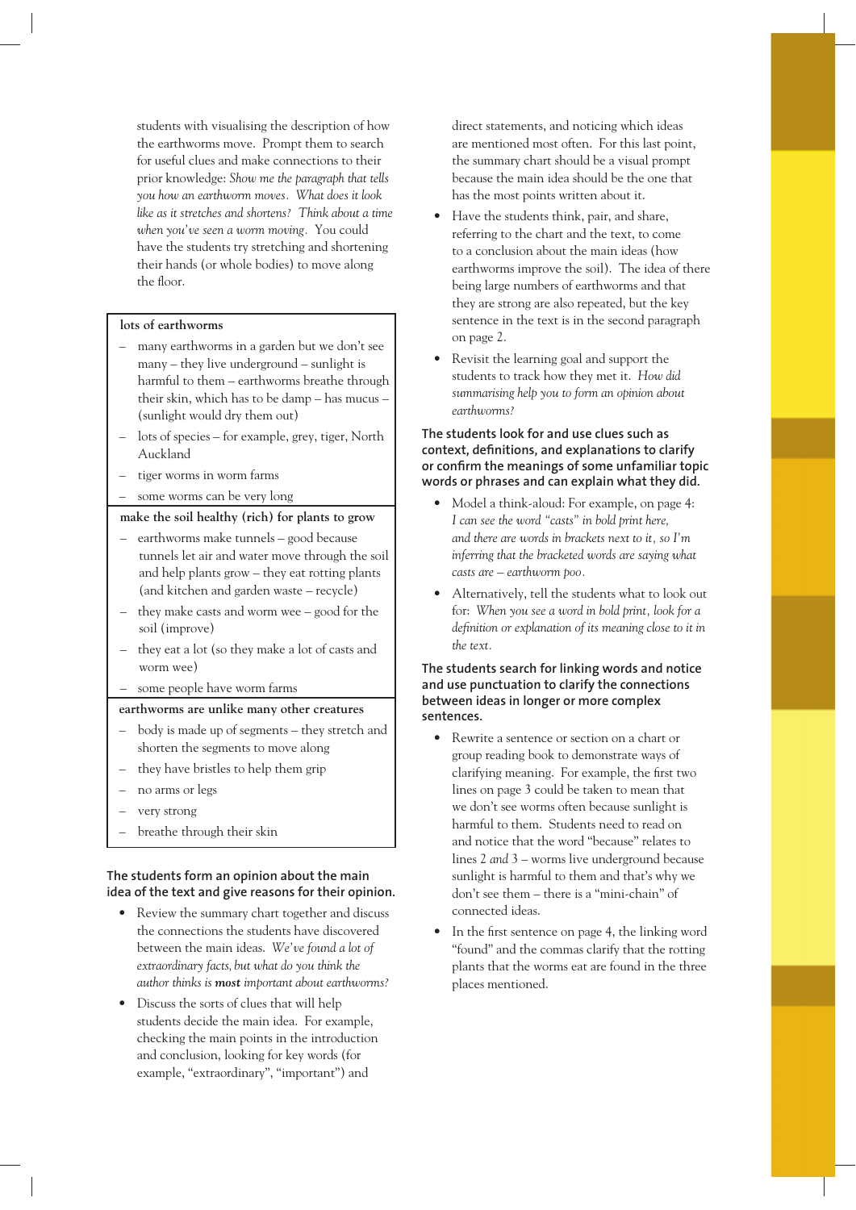students with visualising the description of how the earthworms move. Prompt them to search for useful clues and make connections to their prior knowledge: *Show me the paragraph that tells you how an earthworm moves. What does it look like as it stretches and shortens? Think about a time when you've seen a worm moving.* You could have the students try stretching and shortening their hands (or whole bodies) to move along the floor.

| lots of earthworms |
| --- |
| – many earthworms in a garden but we don't see many – they live underground – sunlight is harmful to them – earthworms breathe through their skin, which has to be damp – has mucus – (sunlight would dry them out)<br>– lots of species – for example, grey, tiger, North Auckland<br>– tiger worms in worm farms<br>– some worms can be very long |
| **make the soil healthy (rich) for plants to grow** |
| – earthworms make tunnels – good because tunnels let air and water move through the soil and help plants grow – they eat rotting plants (and kitchen and garden waste – recycle)<br>– they make casts and worm wee – good for the soil (improve)<br>– they eat a lot (so they make a lot of casts and worm wee)<br>– some people have worm farms |
| **earthworms are unlike many other creatures** |
| – body is made up of segments – they stretch and shorten the segments to move along<br>– they have bristles to help them grip<br>– no arms or legs<br>– very strong<br>– breathe through their skin |

**The students form an opinion about the main idea of the text and give reasons for their opinion.**

- Review the summary chart together and discuss the connections the students have discovered between the main ideas. *We've found a lot of extraordinary facts, but what do you think the author thinks is **most** important about earthworms?*
- Discuss the sorts of clues that will help students decide the main idea. For example, checking the main points in the introduction and conclusion, looking for key words (for example, "extraordinary", "important") and direct statements, and noticing which ideas are mentioned most often. For this last point, the summary chart should be a visual prompt because the main idea should be the one that has the most points written about it.
- Have the students think, pair, and share, referring to the chart and the text, to come to a conclusion about the main ideas (how earthworms improve the soil). The idea of there being large numbers of earthworms and that they are strong are also repeated, but the key sentence in the text is in the second paragraph on page 2.
- Revisit the learning goal and support the students to track how they met it. *How did summarising help you to form an opinion about earthworms?*

**The students look for and use clues such as context, definitions, and explanations to clarify or confirm the meanings of some unfamiliar topic words or phrases and can explain what they did.**

- Model a think-aloud: For example, on page 4: *I can see the word "casts" in bold print here, and there are words in brackets next to it, so I'm inferring that the bracketed words are saying what casts are – earthworm poo.*
- Alternatively, tell the students what to look out for: *When you see a word in bold print, look for a definition or explanation of its meaning close to it in the text.*

**The students search for linking words and notice and use punctuation to clarify the connections between ideas in longer or more complex sentences.**

- Rewrite a sentence or section on a chart or group reading book to demonstrate ways of clarifying meaning. For example, the first two lines on page 3 could be taken to mean that we don't see worms often because sunlight is harmful to them. Students need to read on and notice that the word "because" relates to lines 2 *and* 3 – worms live underground because sunlight is harmful to them and that's why we don't see them – there is a "mini-chain" of connected ideas.
- In the first sentence on page 4, the linking word "found" and the commas clarify that the rotting plants that the worms eat are found in the three places mentioned.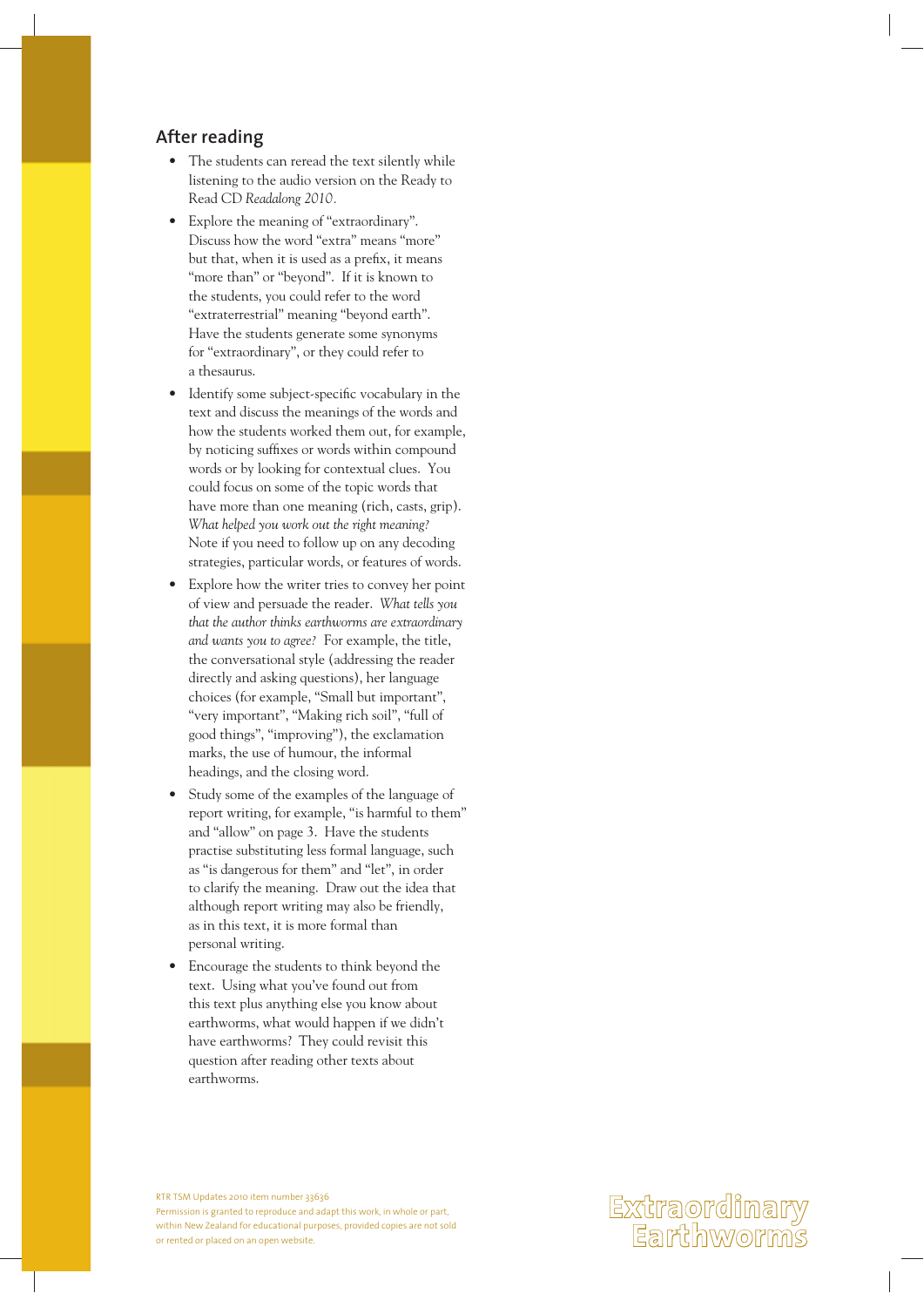## After reading

- The students can reread the text silently while listening to the audio version on the Ready to Read CD *Readalong 2010*.
- Explore the meaning of “extraordinary”. Discuss how the word “extra” means “more” but that, when it is used as a prefix, it means “more than” or “beyond”. If it is known to the students, you could refer to the word “extraterrestrial” meaning “beyond earth”. Have the students generate some synonyms for “extraordinary”, or they could refer to a thesaurus.
- Identify some subject-specific vocabulary in the text and discuss the meanings of the words and how the students worked them out, for example, by noticing suffixes or words within compound words or by looking for contextual clues. You could focus on some of the topic words that have more than one meaning (rich, casts, grip). *What helped you work out the right meaning?* Note if you need to follow up on any decoding strategies, particular words, or features of words.
- Explore how the writer tries to convey her point of view and persuade the reader. *What tells you that the author thinks earthworms are extraordinary and wants you to agree?* For example, the title, the conversational style (addressing the reader directly and asking questions), her language choices (for example, “Small but important”, “very important”, “Making rich soil”, “full of good things”, “improving”), the exclamation marks, the use of humour, the informal headings, and the closing word.
- Study some of the examples of the language of report writing, for example, “is harmful to them” and “allow” on page 3. Have the students practise substituting less formal language, such as “is dangerous for them” and “let”, in order to clarify the meaning. Draw out the idea that although report writing may also be friendly, as in this text, it is more formal than personal writing.
- Encourage the students to think beyond the text. Using what you’ve found out from this text plus anything else you know about earthworms, what would happen if we didn’t have earthworms? They could revisit this question after reading other texts about earthworms.

RTR TSM Updates 2010 item number 33636
Permission is granted to reproduce and adapt this work, in whole or part, within New Zealand for educational purposes, provided copies are not sold or rented or placed on an open website.

Extraordinary Earthworms